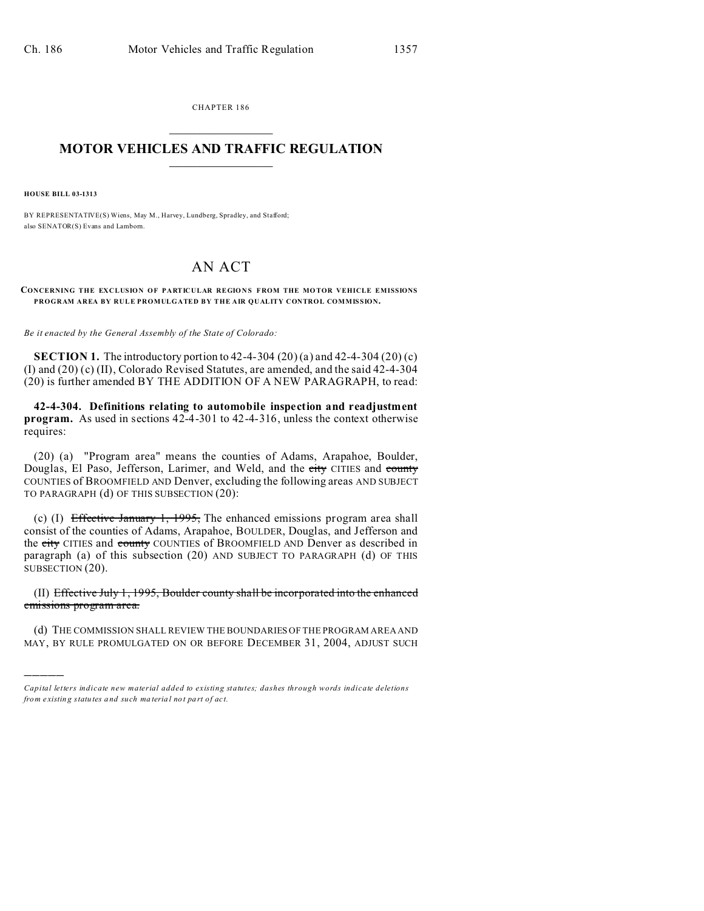CHAPTER 186

# MOTOR VEHICLES AND TRAFFIC REGULATION

**HOUSE BILL 03-1313**

BY REPRESENTATIVE(S) Wiens, May M., Harvey, Lundberg, Spradley, and Stafford; also SENATOR(S) Evans and Lamborn.

## AN ACT

**CONCERNING THE EXCLUSION OF PARTICULAR REGIONS FROM THE MOTOR VEHICLE EMISSIONS PROGRAM AREA BY RULE PROMULGATED BY THE AIR QUALITY CONTROL COMMISSION.**

*Be it enacted by the General Assembly of the State of Colorado:*

**SECTION 1.** The introductory portion to 42-4-304 (20) (a) and 42-4-304 (20) (c) (I) and (20) (c) (II), Colorado Revised Statutes, are amended, and the said 42-4-304 (20) is further amended BY THE ADDITION OF A NEW PARAGRAPH, to read:

**42-4-304. Definitions relating to automobile inspection and readjustment program.** As used in sections 42-4-301 to 42-4-316, unless the context otherwise requires:

(20) (a) "Program area" means the counties of Adams, Arapahoe, Boulder, Douglas, El Paso, Jefferson, Larimer, and Weld, and the ~~city~~ CITIES and ~~county~~ COUNTIES of BROOMFIELD AND Denver, excluding the following areas AND SUBJECT TO PARAGRAPH (d) OF THIS SUBSECTION (20):

(c) (I) ~~Effective January 1, 1995,~~ The enhanced emissions program area shall consist of the counties of Adams, Arapahoe, BOULDER, Douglas, and Jefferson and the ~~city~~ CITIES and ~~county~~ COUNTIES of BROOMFIELD AND Denver as described in paragraph (a) of this subsection (20) AND SUBJECT TO PARAGRAPH (d) OF THIS SUBSECTION (20).

(II) ~~Effective July 1, 1995, Boulder county shall be incorporated into the enhanced emissions program area.~~

(d) THE COMMISSION SHALL REVIEW THE BOUNDARIES OF THE PROGRAM AREA AND MAY, BY RULE PROMULGATED ON OR BEFORE DECEMBER 31, 2004, ADJUST SUCH

---

*Capital letters indicate new material added to existing statutes; dashes through words indicate deletions from existing statutes and such material not part of act.*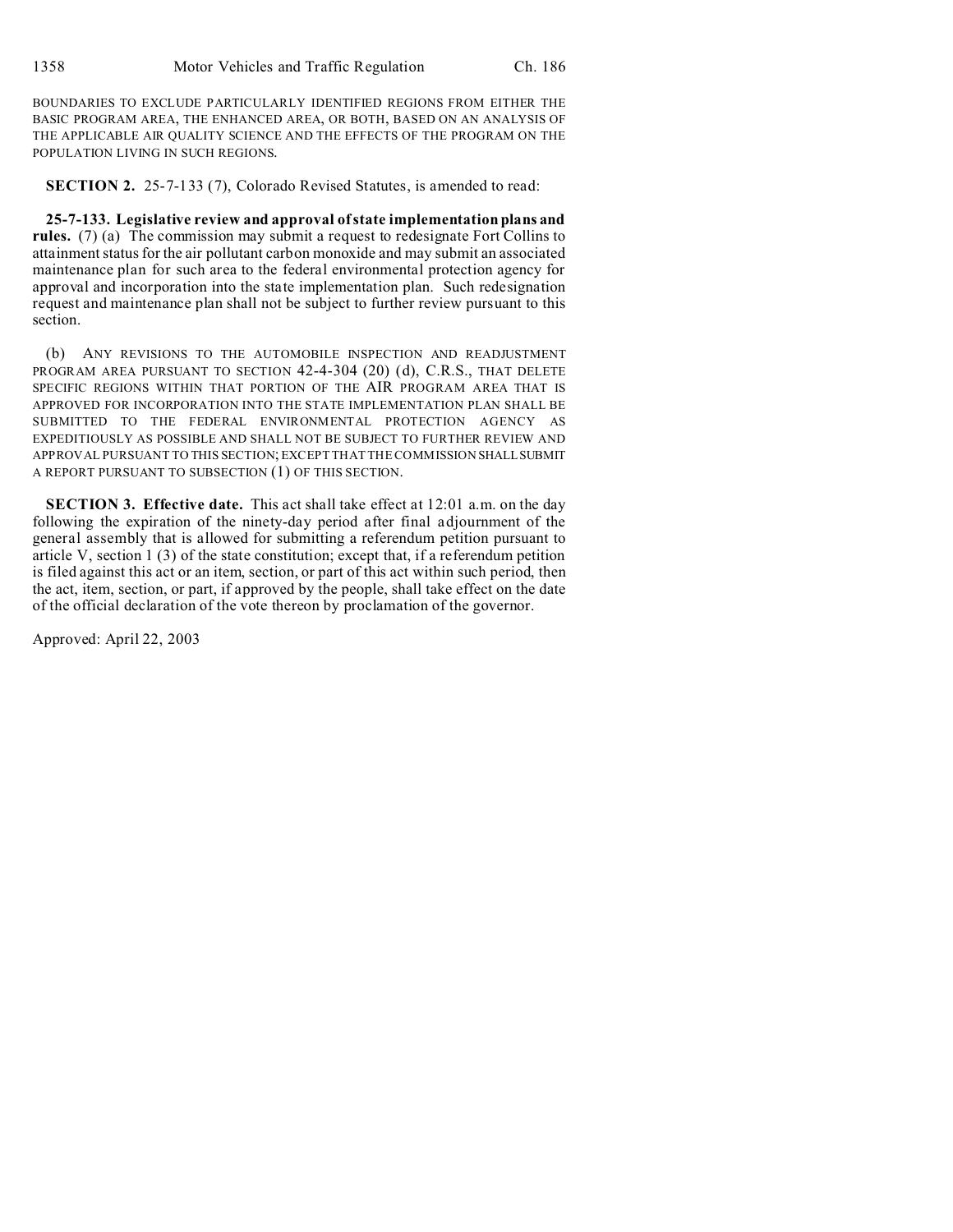BOUNDARIES TO EXCLUDE PARTICULARLY IDENTIFIED REGIONS FROM EITHER THE BASIC PROGRAM AREA, THE ENHANCED AREA, OR BOTH, BASED ON AN ANALYSIS OF THE APPLICABLE AIR QUALITY SCIENCE AND THE EFFECTS OF THE PROGRAM ON THE POPULATION LIVING IN SUCH REGIONS.

**SECTION 2.** 25-7-133 (7), Colorado Revised Statutes, is amended to read:

**25-7-133. Legislative review and approval of state implementation plans and rules.** (7) (a) The commission may submit a request to redesignate Fort Collins to attainment status for the air pollutant carbon monoxide and may submit an associated maintenance plan for such area to the federal environmental protection agency for approval and incorporation into the state implementation plan. Such redesignation request and maintenance plan shall not be subject to further review pursuant to this section.

(b) ANY REVISIONS TO THE AUTOMOBILE INSPECTION AND READJUSTMENT PROGRAM AREA PURSUANT TO SECTION 42-4-304 (20) (d), C.R.S., THAT DELETE SPECIFIC REGIONS WITHIN THAT PORTION OF THE AIR PROGRAM AREA THAT IS APPROVED FOR INCORPORATION INTO THE STATE IMPLEMENTATION PLAN SHALL BE SUBMITTED TO THE FEDERAL ENVIRONMENTAL PROTECTION AGENCY AS EXPEDITIOUSLY AS POSSIBLE AND SHALL NOT BE SUBJECT TO FURTHER REVIEW AND APPROVAL PURSUANT TO THIS SECTION; EXCEPT THAT THE COMMISSION SHALL SUBMIT A REPORT PURSUANT TO SUBSECTION (1) OF THIS SECTION.

**SECTION 3. Effective date.** This act shall take effect at 12:01 a.m. on the day following the expiration of the ninety-day period after final adjournment of the general assembly that is allowed for submitting a referendum petition pursuant to article V, section 1 (3) of the state constitution; except that, if a referendum petition is filed against this act or an item, section, or part of this act within such period, then the act, item, section, or part, if approved by the people, shall take effect on the date of the official declaration of the vote thereon by proclamation of the governor.

Approved: April 22, 2003